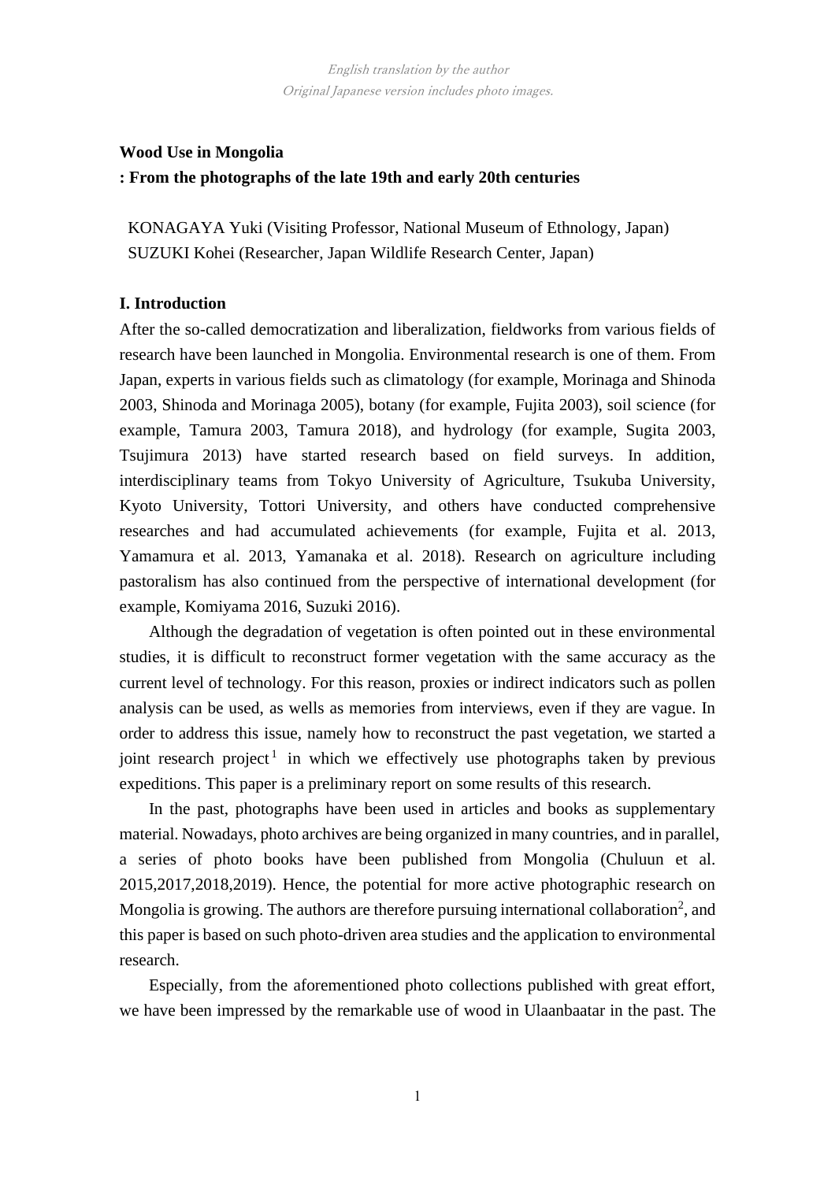*English translation by the author*
*Original Japanese version includes photo images.*

# Wood Use in Mongolia
# : From the photographs of the late 19th and early 20th centuries

KONAGAYA Yuki (Visiting Professor, National Museum of Ethnology, Japan)
SUZUKI Kohei (Researcher, Japan Wildlife Research Center, Japan)

## I. Introduction

After the so-called democratization and liberalization, fieldworks from various fields of research have been launched in Mongolia. Environmental research is one of them. From Japan, experts in various fields such as climatology (for example, Morinaga and Shinoda 2003, Shinoda and Morinaga 2005), botany (for example, Fujita 2003), soil science (for example, Tamura 2003, Tamura 2018), and hydrology (for example, Sugita 2003, Tsujimura 2013) have started research based on field surveys. In addition, interdisciplinary teams from Tokyo University of Agriculture, Tsukuba University, Kyoto University, Tottori University, and others have conducted comprehensive researches and had accumulated achievements (for example, Fujita et al. 2013, Yamamura et al. 2013, Yamanaka et al. 2018). Research on agriculture including pastoralism has also continued from the perspective of international development (for example, Komiyama 2016, Suzuki 2016).

Although the degradation of vegetation is often pointed out in these environmental studies, it is difficult to reconstruct former vegetation with the same accuracy as the current level of technology. For this reason, proxies or indirect indicators such as pollen analysis can be used, as wells as memories from interviews, even if they are vague. In order to address this issue, namely how to reconstruct the past vegetation, we started a joint research project[1] in which we effectively use photographs taken by previous expeditions. This paper is a preliminary report on some results of this research.

In the past, photographs have been used in articles and books as supplementary material. Nowadays, photo archives are being organized in many countries, and in parallel, a series of photo books have been published from Mongolia (Chuluun et al. 2015,2017,2018,2019). Hence, the potential for more active photographic research on Mongolia is growing. The authors are therefore pursuing international collaboration[2], and this paper is based on such photo-driven area studies and the application to environmental research.

Especially, from the aforementioned photo collections published with great effort, we have been impressed by the remarkable use of wood in Ulaanbaatar in the past. The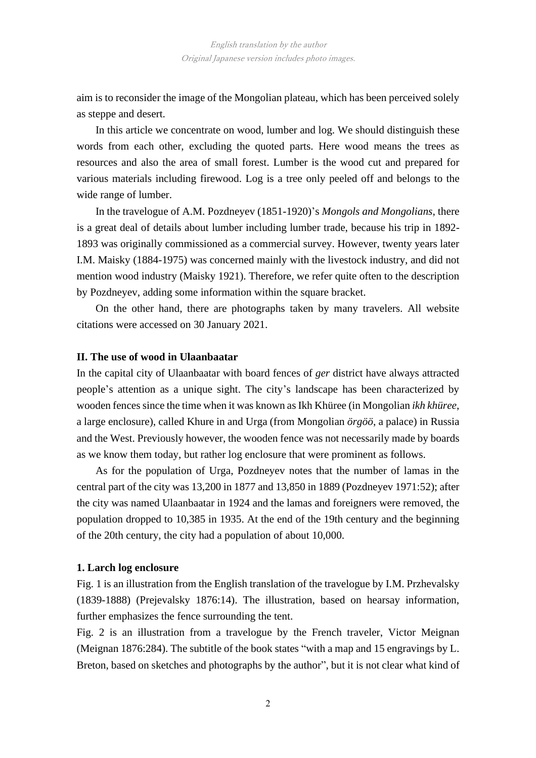aim is to reconsider the image of the Mongolian plateau, which has been perceived solely as steppe and desert.

In this article we concentrate on wood, lumber and log. We should distinguish these words from each other, excluding the quoted parts. Here wood means the trees as resources and also the area of small forest. Lumber is the wood cut and prepared for various materials including firewood. Log is a tree only peeled off and belongs to the wide range of lumber.

In the travelogue of A.M. Pozdneyev (1851-1920)'s *Mongols and Mongolians*, there is a great deal of details about lumber including lumber trade, because his trip in 1892-1893 was originally commissioned as a commercial survey. However, twenty years later I.M. Maisky (1884-1975) was concerned mainly with the livestock industry, and did not mention wood industry (Maisky 1921). Therefore, we refer quite often to the description by Pozdneyev, adding some information within the square bracket.

On the other hand, there are photographs taken by many travelers. All website citations were accessed on 30 January 2021.

## II. The use of wood in Ulaanbaatar

In the capital city of Ulaanbaatar with board fences of *ger* district have always attracted people's attention as a unique sight. The city's landscape has been characterized by wooden fences since the time when it was known as Ikh Khüree (in Mongolian *ikh khüree*, a large enclosure), called Khure in and Urga (from Mongolian *örgöö*, a palace) in Russia and the West. Previously however, the wooden fence was not necessarily made by boards as we know them today, but rather log enclosure that were prominent as follows.

As for the population of Urga, Pozdneyev notes that the number of lamas in the central part of the city was 13,200 in 1877 and 13,850 in 1889 (Pozdneyev 1971:52); after the city was named Ulaanbaatar in 1924 and the lamas and foreigners were removed, the population dropped to 10,385 in 1935. At the end of the 19th century and the beginning of the 20th century, the city had a population of about 10,000.

### 1. Larch log enclosure

Fig. 1 is an illustration from the English translation of the travelogue by I.M. Przhevalsky (1839-1888) (Prejevalsky 1876:14). The illustration, based on hearsay information, further emphasizes the fence surrounding the tent.

Fig. 2 is an illustration from a travelogue by the French traveler, Victor Meignan (Meignan 1876:284). The subtitle of the book states "with a map and 15 engravings by L. Breton, based on sketches and photographs by the author", but it is not clear what kind of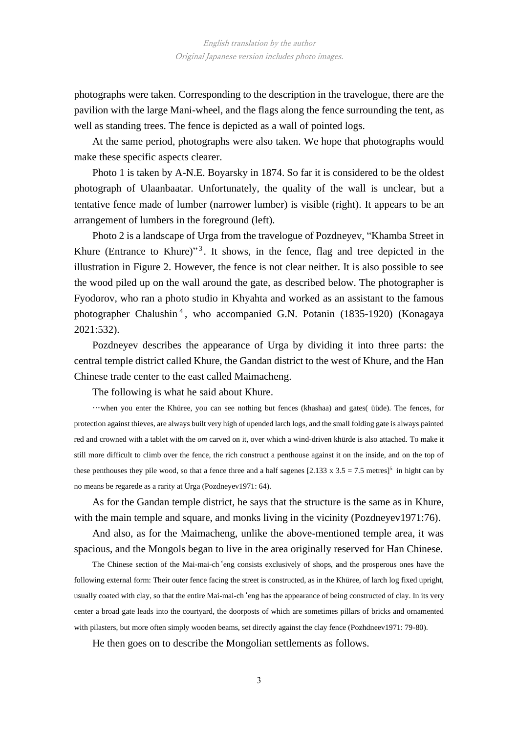photographs were taken. Corresponding to the description in the travelogue, there are the pavilion with the large Mani-wheel, and the flags along the fence surrounding the tent, as well as standing trees. The fence is depicted as a wall of pointed logs.

At the same period, photographs were also taken. We hope that photographs would make these specific aspects clearer.

Photo 1 is taken by A-N.E. Boyarsky in 1874. So far it is considered to be the oldest photograph of Ulaanbaatar. Unfortunately, the quality of the wall is unclear, but a tentative fence made of lumber (narrower lumber) is visible (right). It appears to be an arrangement of lumbers in the foreground (left).

Photo 2 is a landscape of Urga from the travelogue of Pozdneyev, "Khamba Street in Khure (Entrance to Khure)"[3]. It shows, in the fence, flag and tree depicted in the illustration in Figure 2. However, the fence is not clear neither. It is also possible to see the wood piled up on the wall around the gate, as described below. The photographer is Fyodorov, who ran a photo studio in Khyahta and worked as an assistant to the famous photographer Chalushin[4], who accompanied G.N. Potanin (1835-1920) (Konagaya 2021:532).

Pozdneyev describes the appearance of Urga by dividing it into three parts: the central temple district called Khure, the Gandan district to the west of Khure, and the Han Chinese trade center to the east called Maimacheng.

The following is what he said about Khure.

> …when you enter the Khüree, you can see nothing but fences (khashaa) and gates( üüde). The fences, for protection against thieves, are always built very high of upended larch logs, and the small folding gate is always painted red and crowned with a tablet with the *om* carved on it, over which a wind-driven khürde is also attached. To make it still more difficult to climb over the fence, the rich construct a penthouse against it on the inside, and on the top of these penthouses they pile wood, so that a fence three and a half sagenes [2.133 x 3.5 = 7.5 metres][5] in hight can by no means be regarede as a rarity at Urga (Pozdneyev1971: 64).

As for the Gandan temple district, he says that the structure is the same as in Khure, with the main temple and square, and monks living in the vicinity (Pozdneyev1971:76).

And also, as for the Maimacheng, unlike the above-mentioned temple area, it was spacious, and the Mongols began to live in the area originally reserved for Han Chinese.

> The Chinese section of the Mai-mai-ch'eng consists exclusively of shops, and the prosperous ones have the following external form: Their outer fence facing the street is constructed, as in the Khüree, of larch log fixed upright, usually coated with clay, so that the entire Mai-mai-ch'eng has the appearance of being constructed of clay. In its very center a broad gate leads into the courtyard, the doorposts of which are sometimes pillars of bricks and ornamented with pilasters, but more often simply wooden beams, set directly against the clay fence (Pozhdneev1971: 79-80).

He then goes on to describe the Mongolian settlements as follows.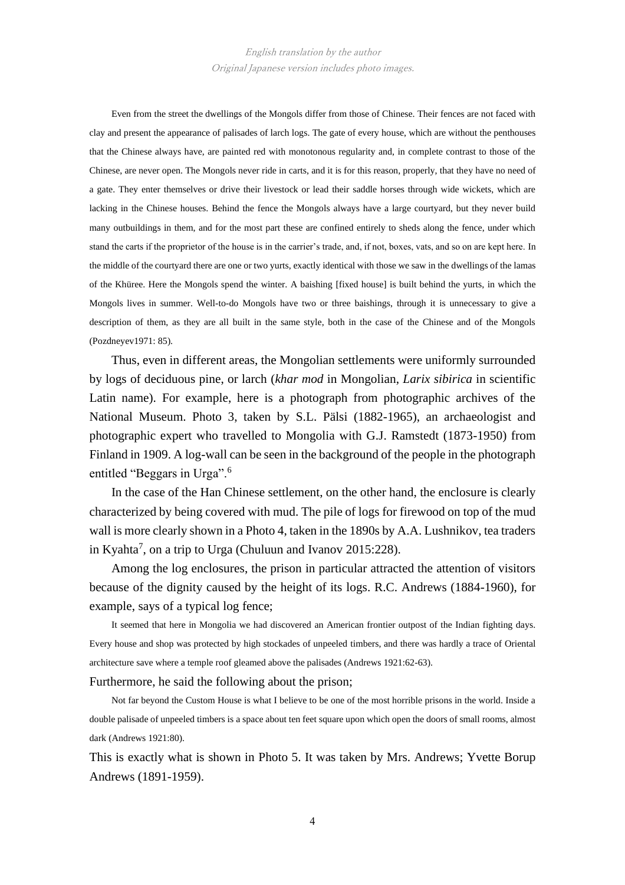*English translation by the author*
*Original Japanese version includes photo images.*

> Even from the street the dwellings of the Mongols differ from those of Chinese. Their fences are not faced with clay and present the appearance of palisades of larch logs. The gate of every house, which are without the penthouses that the Chinese always have, are painted red with monotonous regularity and, in complete contrast to those of the Chinese, are never open. The Mongols never ride in carts, and it is for this reason, properly, that they have no need of a gate. They enter themselves or drive their livestock or lead their saddle horses through wide wickets, which are lacking in the Chinese houses. Behind the fence the Mongols always have a large courtyard, but they never build many outbuildings in them, and for the most part these are confined entirely to sheds along the fence, under which stand the carts if the proprietor of the house is in the carrier's trade, and, if not, boxes, vats, and so on are kept here. In the middle of the courtyard there are one or two yurts, exactly identical with those we saw in the dwellings of the lamas of the Khüree. Here the Mongols spend the winter. A baishing [fixed house] is built behind the yurts, in which the Mongols lives in summer. Well-to-do Mongols have two or three baishings, through it is unnecessary to give a description of them, as they are all built in the same style, both in the case of the Chinese and of the Mongols (Pozdneyev1971: 85).

Thus, even in different areas, the Mongolian settlements were uniformly surrounded by logs of deciduous pine, or larch (*khar mod* in Mongolian, *Larix sibirica* in scientific Latin name). For example, here is a photograph from photographic archives of the National Museum. Photo 3, taken by S.L. Pälsi (1882-1965), an archaeologist and photographic expert who travelled to Mongolia with G.J. Ramstedt (1873-1950) from Finland in 1909. A log-wall can be seen in the background of the people in the photograph entitled "Beggars in Urga".[6]

In the case of the Han Chinese settlement, on the other hand, the enclosure is clearly characterized by being covered with mud. The pile of logs for firewood on top of the mud wall is more clearly shown in a Photo 4, taken in the 1890s by A.A. Lushnikov, tea traders in Kyahta[7], on a trip to Urga (Chuluun and Ivanov 2015:228).

Among the log enclosures, the prison in particular attracted the attention of visitors because of the dignity caused by the height of its logs. R.C. Andrews (1884-1960), for example, says of a typical log fence;

> It seemed that here in Mongolia we had discovered an American frontier outpost of the Indian fighting days. Every house and shop was protected by high stockades of unpeeled timbers, and there was hardly a trace of Oriental architecture save where a temple roof gleamed above the palisades (Andrews 1921:62-63).

Furthermore, he said the following about the prison;

> Not far beyond the Custom House is what I believe to be one of the most horrible prisons in the world. Inside a double palisade of unpeeled timbers is a space about ten feet square upon which open the doors of small rooms, almost dark (Andrews 1921:80).

This is exactly what is shown in Photo 5. It was taken by Mrs. Andrews; Yvette Borup Andrews (1891-1959).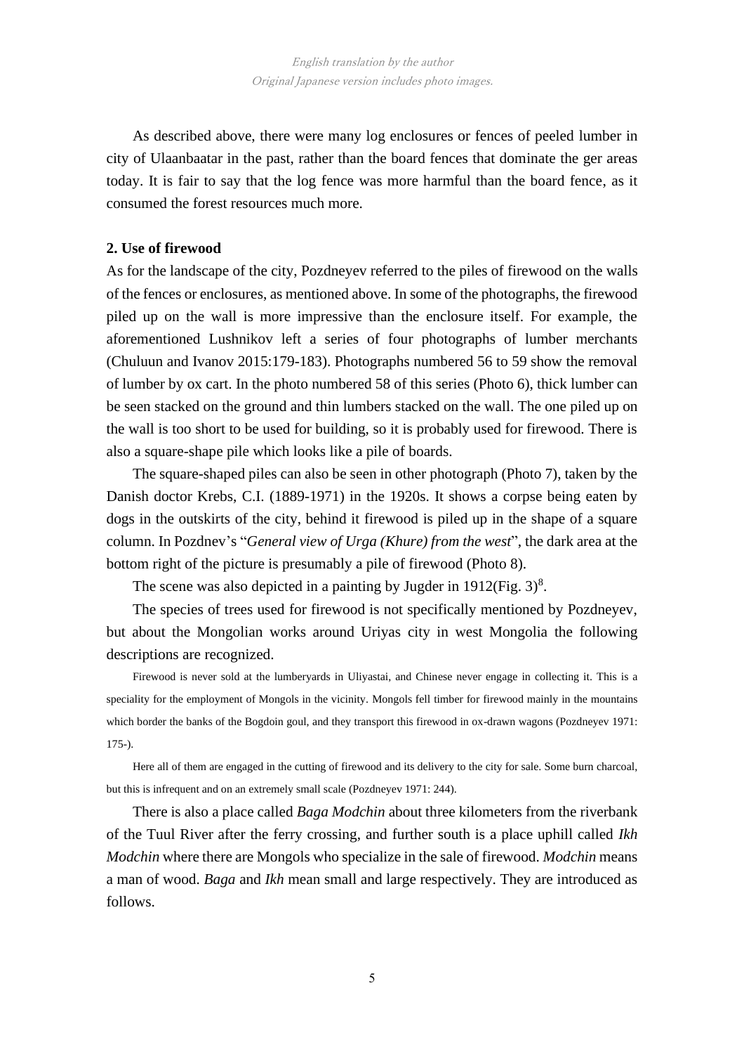*English translation by the author*
*Original Japanese version includes photo images.*

As described above, there were many log enclosures or fences of peeled lumber in city of Ulaanbaatar in the past, rather than the board fences that dominate the ger areas today. It is fair to say that the log fence was more harmful than the board fence, as it consumed the forest resources much more.

**2. Use of firewood**

As for the landscape of the city, Pozdneyev referred to the piles of firewood on the walls of the fences or enclosures, as mentioned above. In some of the photographs, the firewood piled up on the wall is more impressive than the enclosure itself. For example, the aforementioned Lushnikov left a series of four photographs of lumber merchants (Chuluun and Ivanov 2015:179-183). Photographs numbered 56 to 59 show the removal of lumber by ox cart. In the photo numbered 58 of this series (Photo 6), thick lumber can be seen stacked on the ground and thin lumbers stacked on the wall. The one piled up on the wall is too short to be used for building, so it is probably used for firewood. There is also a square-shape pile which looks like a pile of boards.

The square-shaped piles can also be seen in other photograph (Photo 7), taken by the Danish doctor Krebs, C.I. (1889-1971) in the 1920s. It shows a corpse being eaten by dogs in the outskirts of the city, behind it firewood is piled up in the shape of a square column. In Pozdnev's "*General view of Urga (Khure) from the west*", the dark area at the bottom right of the picture is presumably a pile of firewood (Photo 8).

The scene was also depicted in a painting by Jugder in 1912(Fig. 3)[8].

The species of trees used for firewood is not specifically mentioned by Pozdneyev, but about the Mongolian works around Uriyas city in west Mongolia the following descriptions are recognized.

> Firewood is never sold at the lumberyards in Uliyastai, and Chinese never engage in collecting it. This is a speciality for the employment of Mongols in the vicinity. Mongols fell timber for firewood mainly in the mountains which border the banks of the Bogdoin goul, and they transport this firewood in ox-drawn wagons (Pozdneyev 1971: 175-).

> Here all of them are engaged in the cutting of firewood and its delivery to the city for sale. Some burn charcoal, but this is infrequent and on an extremely small scale (Pozdneyev 1971: 244).

There is also a place called *Baga Modchin* about three kilometers from the riverbank of the Tuul River after the ferry crossing, and further south is a place uphill called *Ikh Modchin* where there are Mongols who specialize in the sale of firewood. *Modchin* means a man of wood. *Baga* and *Ikh* mean small and large respectively. They are introduced as follows.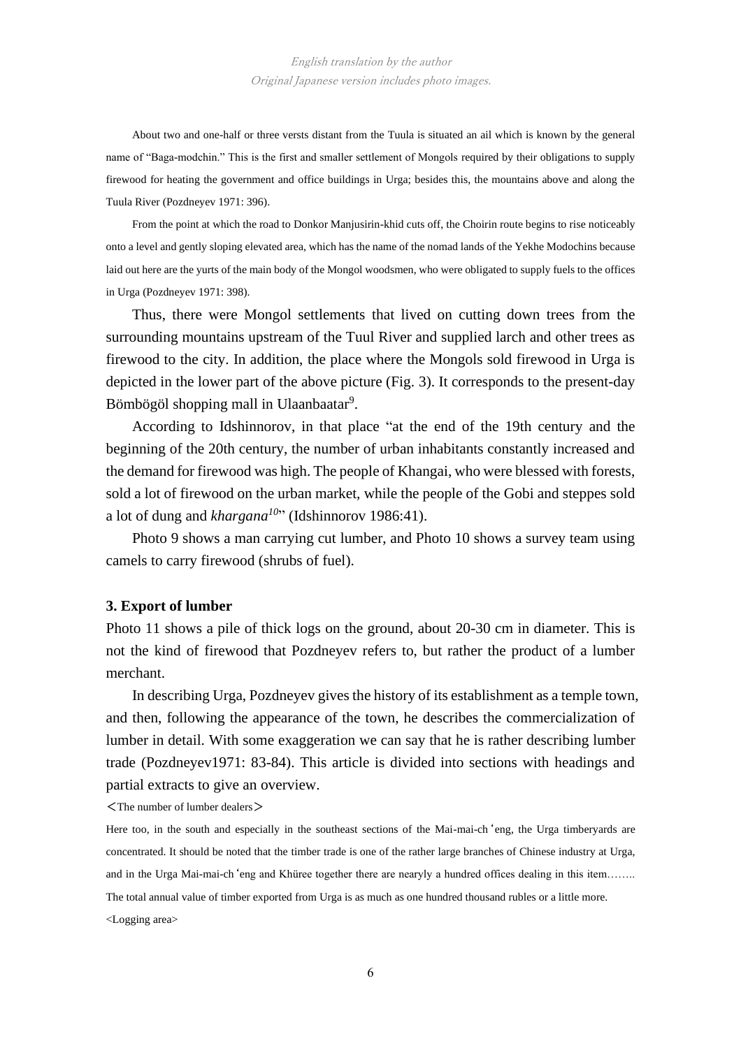About two and one-half or three versts distant from the Tuula is situated an ail which is known by the general name of "Baga-modchin." This is the first and smaller settlement of Mongols required by their obligations to supply firewood for heating the government and office buildings in Urga; besides this, the mountains above and along the Tuula River (Pozdneyev 1971: 396).

From the point at which the road to Donkor Manjusirin-khid cuts off, the Choirin route begins to rise noticeably onto a level and gently sloping elevated area, which has the name of the nomad lands of the Yekhe Modochins because laid out here are the yurts of the main body of the Mongol woodsmen, who were obligated to supply fuels to the offices in Urga (Pozdneyev 1971: 398).

Thus, there were Mongol settlements that lived on cutting down trees from the surrounding mountains upstream of the Tuul River and supplied larch and other trees as firewood to the city. In addition, the place where the Mongols sold firewood in Urga is depicted in the lower part of the above picture (Fig. 3). It corresponds to the present-day Bömbögöl shopping mall in Ulaanbaatar[9].

According to Idshinnorov, in that place "at the end of the 19th century and the beginning of the 20th century, the number of urban inhabitants constantly increased and the demand for firewood was high. The people of Khangai, who were blessed with forests, sold a lot of firewood on the urban market, while the people of the Gobi and steppes sold a lot of dung and *khargana*[10]" (Idshinnorov 1986:41).

Photo 9 shows a man carrying cut lumber, and Photo 10 shows a survey team using camels to carry firewood (shrubs of fuel).

### 3. Export of lumber

Photo 11 shows a pile of thick logs on the ground, about 20-30 cm in diameter. This is not the kind of firewood that Pozdneyev refers to, but rather the product of a lumber merchant.

In describing Urga, Pozdneyev gives the history of its establishment as a temple town, and then, following the appearance of the town, he describes the commercialization of lumber in detail. With some exaggeration we can say that he is rather describing lumber trade (Pozdneyev1971: 83-84). This article is divided into sections with headings and partial extracts to give an overview.

＜The number of lumber dealers＞

Here too, in the south and especially in the southeast sections of the Mai-mai-ch'eng, the Urga timberyards are concentrated. It should be noted that the timber trade is one of the rather large branches of Chinese industry at Urga, and in the Urga Mai-mai-ch'eng and Khüree together there are nearyly a hundred offices dealing in this item…….. The total annual value of timber exported from Urga is as much as one hundred thousand rubles or a little more.

<Logging area>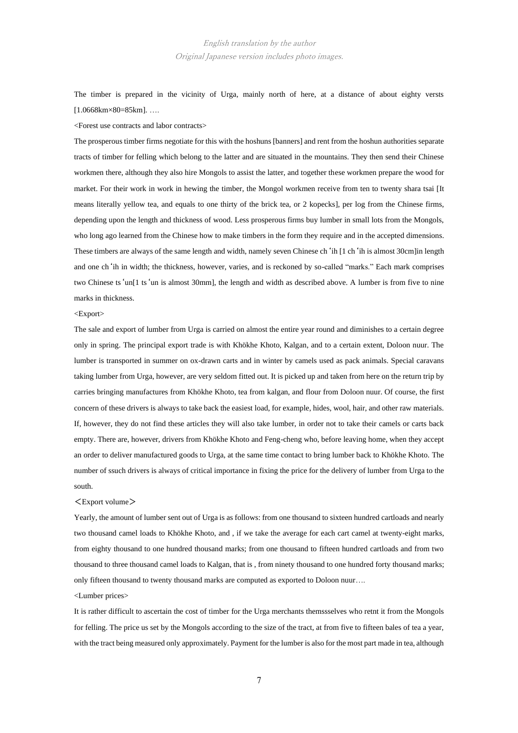*English translation by the author*
*Original Japanese version includes photo images.*

The timber is prepared in the vicinity of Urga, mainly north of here, at a distance of about eighty versts [1.0668km×80=85km]. ….

<Forest use contracts and labor contracts>

The prosperous timber firms negotiate for this with the hoshuns [banners] and rent from the hoshun authorities separate tracts of timber for felling which belong to the latter and are situated in the mountains. They then send their Chinese workmen there, although they also hire Mongols to assist the latter, and together these workmen prepare the wood for market. For their work in work in hewing the timber, the Mongol workmen receive from ten to twenty shara tsai [It means literally yellow tea, and equals to one thirty of the brick tea, or 2 kopecks], per log from the Chinese firms, depending upon the length and thickness of wood. Less prosperous firms buy lumber in small lots from the Mongols, who long ago learned from the Chinese how to make timbers in the form they require and in the accepted dimensions. These timbers are always of the same length and width, namely seven Chinese ch'ih [1 ch'ih is almost 30cm]in length and one ch'ih in width; the thickness, however, varies, and is reckoned by so-called "marks." Each mark comprises two Chinese ts'un[1 ts'un is almost 30mm], the length and width as described above. A lumber is from five to nine marks in thickness.

<Export>

The sale and export of lumber from Urga is carried on almost the entire year round and diminishes to a certain degree only in spring. The principal export trade is with Khökhe Khoto, Kalgan, and to a certain extent, Doloon nuur. The lumber is transported in summer on ox-drawn carts and in winter by camels used as pack animals. Special caravans taking lumber from Urga, however, are very seldom fitted out. It is picked up and taken from here on the return trip by carries bringing manufactures from Khökhe Khoto, tea from kalgan, and flour from Doloon nuur. Of course, the first concern of these drivers is always to take back the easiest load, for example, hides, wool, hair, and other raw materials. If, however, they do not find these articles they will also take lumber, in order not to take their camels or carts back empty. There are, however, drivers from Khökhe Khoto and Feng-cheng who, before leaving home, when they accept an order to deliver manufactured goods to Urga, at the same time contact to bring lumber back to Khökhe Khoto. The number of ssuch drivers is always of critical importance in fixing the price for the delivery of lumber from Urga to the south.

＜Export volume＞

Yearly, the amount of lumber sent out of Urga is as follows: from one thousand to sixteen hundred cartloads and nearly two thousand camel loads to Khökhe Khoto, and , if we take the average for each cart camel at twenty-eight marks, from eighty thousand to one hundred thousand marks; from one thousand to fifteen hundred cartloads and from two thousand to three thousand camel loads to Kalgan, that is , from ninety thousand to one hundred forty thousand marks; only fifteen thousand to twenty thousand marks are computed as exported to Doloon nuur….

<Lumber prices>

It is rather difficult to ascertain the cost of timber for the Urga merchants themssselves who retnt it from the Mongols for felling. The price us set by the Mongols according to the size of the tract, at from five to fifteen bales of tea a year, with the tract being measured only approximately. Payment for the lumber is also for the most part made in tea, although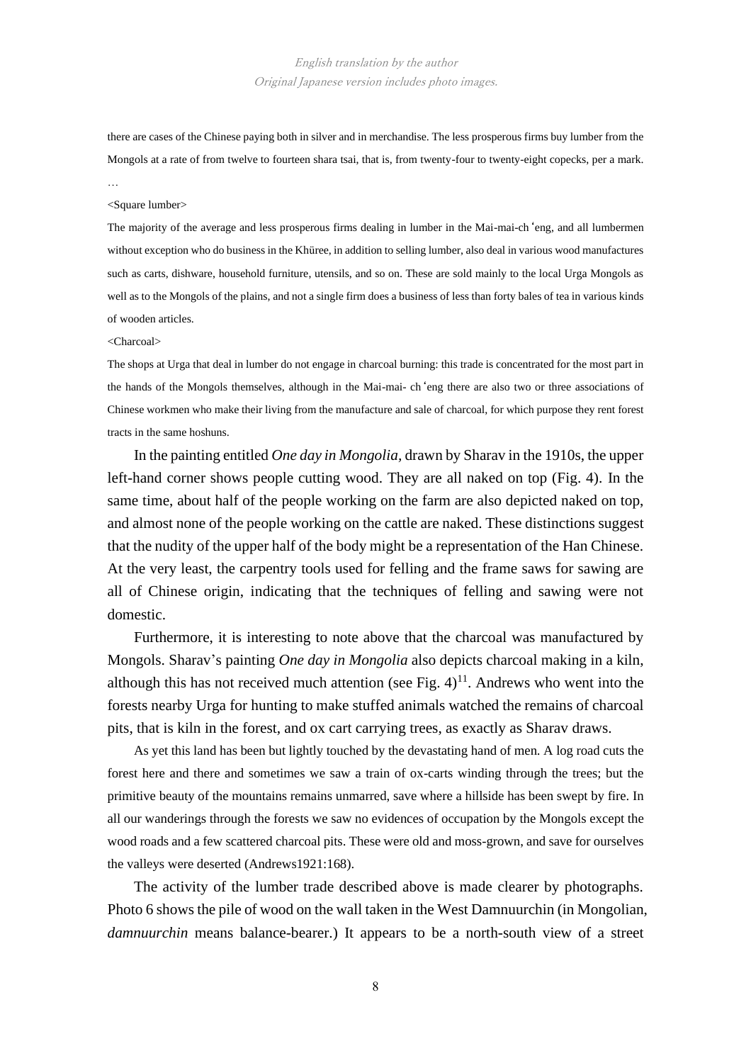there are cases of the Chinese paying both in silver and in merchandise. The less prosperous firms buy lumber from the Mongols at a rate of from twelve to fourteen shara tsai, that is, from twenty-four to twenty-eight copecks, per a mark.

…

<Square lumber>

The majority of the average and less prosperous firms dealing in lumber in the Mai-mai-ch'eng, and all lumbermen without exception who do business in the Khüree, in addition to selling lumber, also deal in various wood manufactures such as carts, dishware, household furniture, utensils, and so on. These are sold mainly to the local Urga Mongols as well as to the Mongols of the plains, and not a single firm does a business of less than forty bales of tea in various kinds of wooden articles.

<Charcoal>

The shops at Urga that deal in lumber do not engage in charcoal burning: this trade is concentrated for the most part in the hands of the Mongols themselves, although in the Mai-mai- ch'eng there are also two or three associations of Chinese workmen who make their living from the manufacture and sale of charcoal, for which purpose they rent forest tracts in the same hoshuns.

In the painting entitled *One day in Mongolia*, drawn by Sharav in the 1910s, the upper left-hand corner shows people cutting wood. They are all naked on top (Fig. 4). In the same time, about half of the people working on the farm are also depicted naked on top, and almost none of the people working on the cattle are naked. These distinctions suggest that the nudity of the upper half of the body might be a representation of the Han Chinese. At the very least, the carpentry tools used for felling and the frame saws for sawing are all of Chinese origin, indicating that the techniques of felling and sawing were not domestic.

Furthermore, it is interesting to note above that the charcoal was manufactured by Mongols. Sharav's painting *One day in Mongolia* also depicts charcoal making in a kiln, although this has not received much attention (see Fig. 4)[11]. Andrews who went into the forests nearby Urga for hunting to make stuffed animals watched the remains of charcoal pits, that is kiln in the forest, and ox cart carrying trees, as exactly as Sharav draws.

As yet this land has been but lightly touched by the devastating hand of men. A log road cuts the forest here and there and sometimes we saw a train of ox-carts winding through the trees; but the primitive beauty of the mountains remains unmarred, save where a hillside has been swept by fire. In all our wanderings through the forests we saw no evidences of occupation by the Mongols except the wood roads and a few scattered charcoal pits. These were old and moss-grown, and save for ourselves the valleys were deserted (Andrews1921:168).

The activity of the lumber trade described above is made clearer by photographs. Photo 6 shows the pile of wood on the wall taken in the West Damnuurchin (in Mongolian, *damnuurchin* means balance-bearer.) It appears to be a north-south view of a street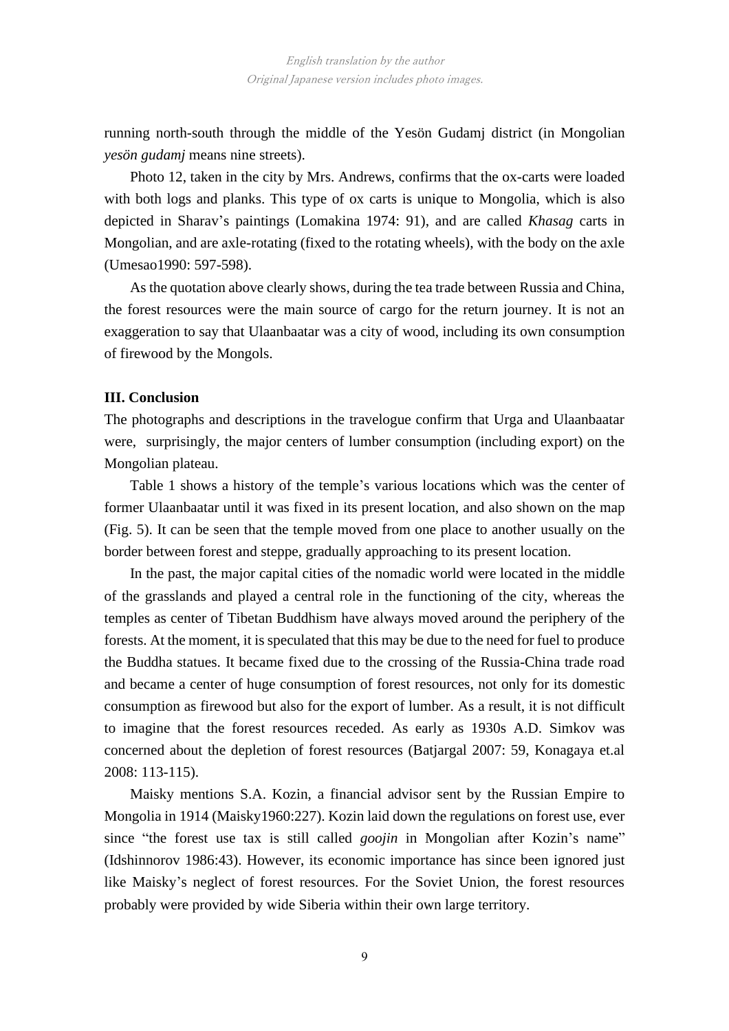running north-south through the middle of the Yesön Gudamj district (in Mongolian *yesön gudamj* means nine streets).

Photo 12, taken in the city by Mrs. Andrews, confirms that the ox-carts were loaded with both logs and planks. This type of ox carts is unique to Mongolia, which is also depicted in Sharav's paintings (Lomakina 1974: 91), and are called *Khasag* carts in Mongolian, and are axle-rotating (fixed to the rotating wheels), with the body on the axle (Umesao1990: 597-598).

As the quotation above clearly shows, during the tea trade between Russia and China, the forest resources were the main source of cargo for the return journey. It is not an exaggeration to say that Ulaanbaatar was a city of wood, including its own consumption of firewood by the Mongols.

### III. Conclusion

The photographs and descriptions in the travelogue confirm that Urga and Ulaanbaatar were, surprisingly, the major centers of lumber consumption (including export) on the Mongolian plateau.

Table 1 shows a history of the temple's various locations which was the center of former Ulaanbaatar until it was fixed in its present location, and also shown on the map (Fig. 5). It can be seen that the temple moved from one place to another usually on the border between forest and steppe, gradually approaching to its present location.

In the past, the major capital cities of the nomadic world were located in the middle of the grasslands and played a central role in the functioning of the city, whereas the temples as center of Tibetan Buddhism have always moved around the periphery of the forests. At the moment, it is speculated that this may be due to the need for fuel to produce the Buddha statues. It became fixed due to the crossing of the Russia-China trade road and became a center of huge consumption of forest resources, not only for its domestic consumption as firewood but also for the export of lumber. As a result, it is not difficult to imagine that the forest resources receded. As early as 1930s A.D. Simkov was concerned about the depletion of forest resources (Batjargal 2007: 59, Konagaya et.al 2008: 113-115).

Maisky mentions S.A. Kozin, a financial advisor sent by the Russian Empire to Mongolia in 1914 (Maisky1960:227). Kozin laid down the regulations on forest use, ever since "the forest use tax is still called *goojin* in Mongolian after Kozin's name" (Idshinnorov 1986:43). However, its economic importance has since been ignored just like Maisky's neglect of forest resources. For the Soviet Union, the forest resources probably were provided by wide Siberia within their own large territory.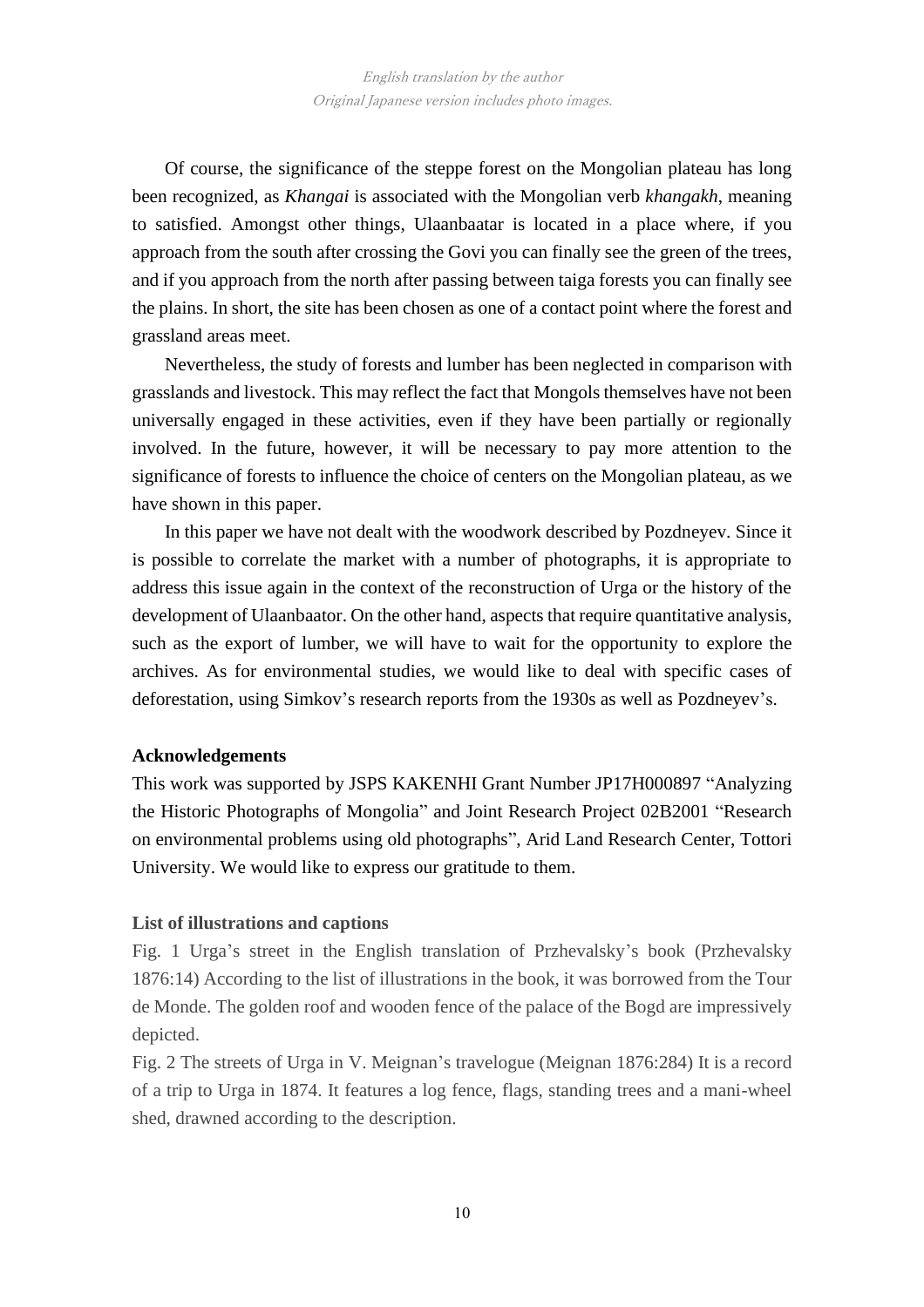*English translation by the author*
*Original Japanese version includes photo images.*

Of course, the significance of the steppe forest on the Mongolian plateau has long been recognized, as *Khangai* is associated with the Mongolian verb *khangakh*, meaning to satisfied. Amongst other things, Ulaanbaatar is located in a place where, if you approach from the south after crossing the Govi you can finally see the green of the trees, and if you approach from the north after passing between taiga forests you can finally see the plains. In short, the site has been chosen as one of a contact point where the forest and grassland areas meet.

Nevertheless, the study of forests and lumber has been neglected in comparison with grasslands and livestock. This may reflect the fact that Mongols themselves have not been universally engaged in these activities, even if they have been partially or regionally involved. In the future, however, it will be necessary to pay more attention to the significance of forests to influence the choice of centers on the Mongolian plateau, as we have shown in this paper.

In this paper we have not dealt with the woodwork described by Pozdneyev. Since it is possible to correlate the market with a number of photographs, it is appropriate to address this issue again in the context of the reconstruction of Urga or the history of the development of Ulaanbaator. On the other hand, aspects that require quantitative analysis, such as the export of lumber, we will have to wait for the opportunity to explore the archives. As for environmental studies, we would like to deal with specific cases of deforestation, using Simkov's research reports from the 1930s as well as Pozdneyev's.

**Acknowledgements**

This work was supported by JSPS KAKENHI Grant Number JP17H000897 "Analyzing the Historic Photographs of Mongolia" and Joint Research Project 02B2001 "Research on environmental problems using old photographs", Arid Land Research Center, Tottori University. We would like to express our gratitude to them.

**List of illustrations and captions**

Fig. 1 Urga's street in the English translation of Przhevalsky's book (Przhevalsky 1876:14) According to the list of illustrations in the book, it was borrowed from the Tour de Monde. The golden roof and wooden fence of the palace of the Bogd are impressively depicted.

Fig. 2 The streets of Urga in V. Meignan's travelogue (Meignan 1876:284) It is a record of a trip to Urga in 1874. It features a log fence, flags, standing trees and a mani-wheel shed, drawned according to the description.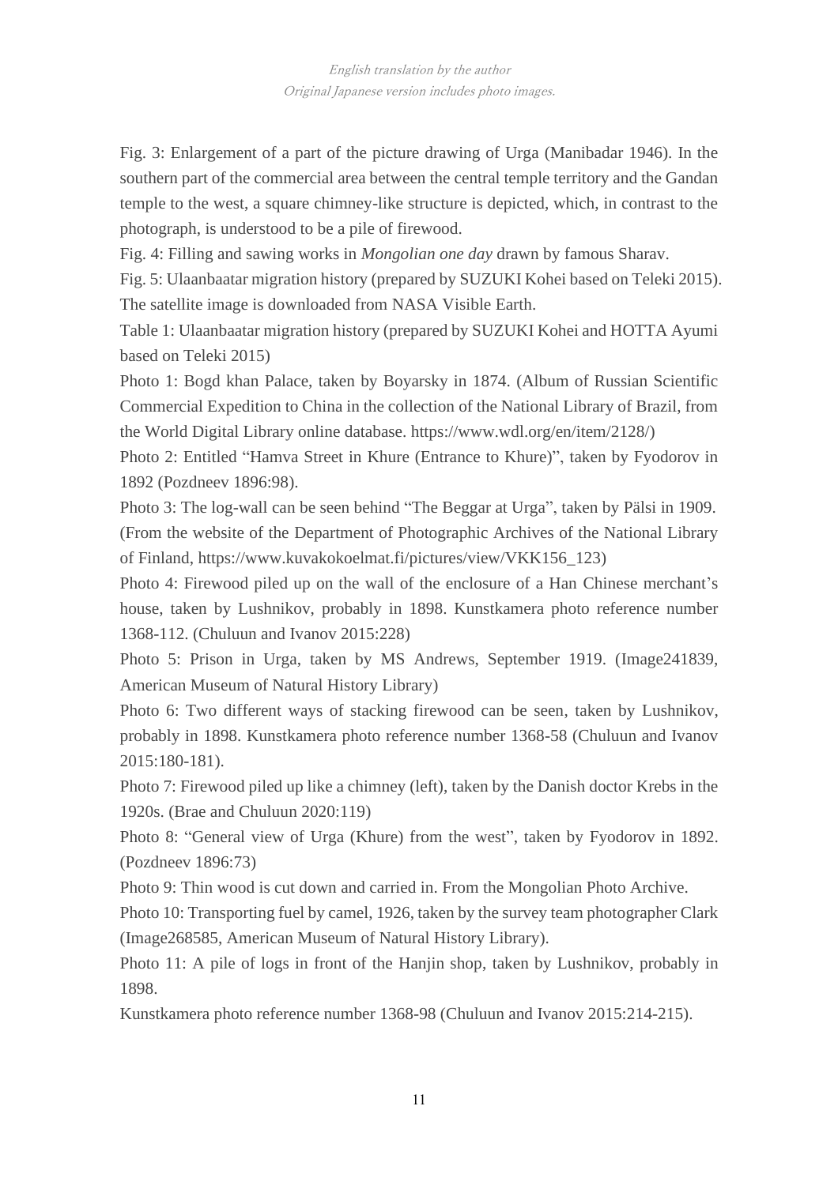Fig. 3: Enlargement of a part of the picture drawing of Urga (Manibadar 1946). In the southern part of the commercial area between the central temple territory and the Gandan temple to the west, a square chimney-like structure is depicted, which, in contrast to the photograph, is understood to be a pile of firewood.

Fig. 4: Filling and sawing works in *Mongolian one day* drawn by famous Sharav.

Fig. 5: Ulaanbaatar migration history (prepared by SUZUKI Kohei based on Teleki 2015). The satellite image is downloaded from NASA Visible Earth.

Table 1: Ulaanbaatar migration history (prepared by SUZUKI Kohei and HOTTA Ayumi based on Teleki 2015)

Photo 1: Bogd khan Palace, taken by Boyarsky in 1874. (Album of Russian Scientific Commercial Expedition to China in the collection of the National Library of Brazil, from the World Digital Library online database. https://www.wdl.org/en/item/2128/)

Photo 2: Entitled "Hamva Street in Khure (Entrance to Khure)", taken by Fyodorov in 1892 (Pozdneev 1896:98).

Photo 3: The log-wall can be seen behind "The Beggar at Urga", taken by Pälsi in 1909. (From the website of the Department of Photographic Archives of the National Library of Finland, https://www.kuvakokoelmat.fi/pictures/view/VKK156_123)

Photo 4: Firewood piled up on the wall of the enclosure of a Han Chinese merchant's house, taken by Lushnikov, probably in 1898. Kunstkamera photo reference number 1368-112. (Chuluun and Ivanov 2015:228)

Photo 5: Prison in Urga, taken by MS Andrews, September 1919. (Image241839, American Museum of Natural History Library)

Photo 6: Two different ways of stacking firewood can be seen, taken by Lushnikov, probably in 1898. Kunstkamera photo reference number 1368-58 (Chuluun and Ivanov 2015:180-181).

Photo 7: Firewood piled up like a chimney (left), taken by the Danish doctor Krebs in the 1920s. (Brae and Chuluun 2020:119)

Photo 8: "General view of Urga (Khure) from the west", taken by Fyodorov in 1892. (Pozdneev 1896:73)

Photo 9: Thin wood is cut down and carried in. From the Mongolian Photo Archive.

Photo 10: Transporting fuel by camel, 1926, taken by the survey team photographer Clark (Image268585, American Museum of Natural History Library).

Photo 11: A pile of logs in front of the Hanjin shop, taken by Lushnikov, probably in 1898.

Kunstkamera photo reference number 1368-98 (Chuluun and Ivanov 2015:214-215).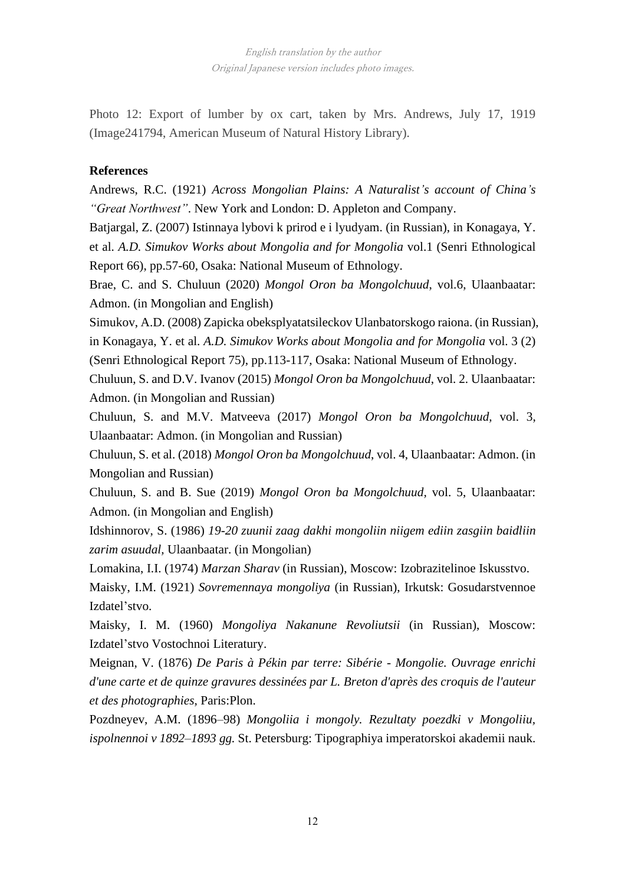*English translation by the author*
*Original Japanese version includes photo images.*

Photo 12: Export of lumber by ox cart, taken by Mrs. Andrews, July 17, 1919 (Image241794, American Museum of Natural History Library).

**References**

Andrews, R.C. (1921) *Across Mongolian Plains: A Naturalist's account of China's "Great Northwest"*. New York and London: D. Appleton and Company.

Batjargal, Z. (2007) Istinnaya lybovi k prirod e i lyudyam. (in Russian), in Konagaya, Y. et al. *A.D. Simukov Works about Mongolia and for Mongolia* vol.1 (Senri Ethnological Report 66), pp.57-60, Osaka: National Museum of Ethnology.

Brae, C. and S. Chuluun (2020) *Mongol Oron ba Mongolchuud*, vol.6, Ulaanbaatar: Admon. (in Mongolian and English)

Simukov, A.D. (2008) Zapicka obeksplyatatsileckov Ulanbatorskogo raiona. (in Russian), in Konagaya, Y. et al. *A.D. Simukov Works about Mongolia and for Mongolia* vol. 3 (2) (Senri Ethnological Report 75), pp.113-117, Osaka: National Museum of Ethnology.

Chuluun, S. and D.V. Ivanov (2015) *Mongol Oron ba Mongolchuud*, vol. 2. Ulaanbaatar: Admon. (in Mongolian and Russian)

Chuluun, S. and M.V. Matveeva (2017) *Mongol Oron ba Mongolchuud*, vol. 3, Ulaanbaatar: Admon. (in Mongolian and Russian)

Chuluun, S. et al. (2018) *Mongol Oron ba Mongolchuud*, vol. 4, Ulaanbaatar: Admon. (in Mongolian and Russian)

Chuluun, S. and B. Sue (2019) *Mongol Oron ba Mongolchuud*, vol. 5, Ulaanbaatar: Admon. (in Mongolian and English)

Idshinnorov, S. (1986) *19-20 zuunii zaag dakhi mongoliin niigem ediin zasgiin baidliin zarim asuudal*, Ulaanbaatar. (in Mongolian)

Lomakina, I.I. (1974) *Marzan Sharav* (in Russian), Moscow: Izobrazitelinoe Iskusstvo.

Maisky, I.M. (1921) *Sovremennaya mongoliya* (in Russian), Irkutsk: Gosudarstvennoe Izdatel'stvo.

Maisky, I. M. (1960) *Mongoliya Nakanune Revoliutsii* (in Russian), Moscow: Izdatel'stvo Vostochnoi Literatury.

Meignan, V. (1876) *De Paris à Pékin par terre: Sibérie - Mongolie. Ouvrage enrichi d'une carte et de quinze gravures dessinées par L. Breton d'après des croquis de l'auteur et des photographies*, Paris:Plon.

Pozdneyev, A.M. (1896–98) *Mongoliia i mongoly. Rezultaty poezdki v Mongoliiu, ispolnennoi v 1892–1893 gg.* St. Petersburg: Tipographiya imperatorskoi akademii nauk.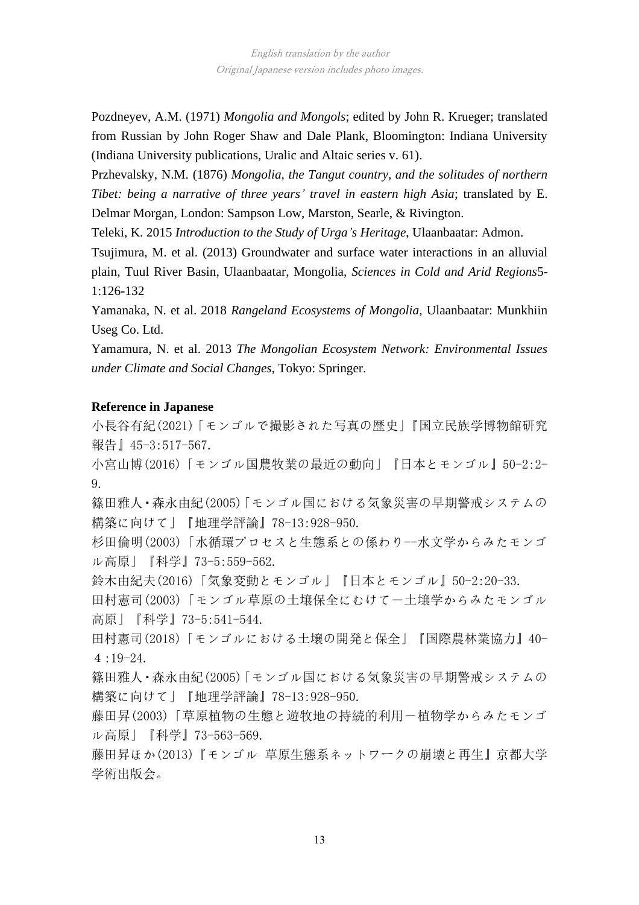English translation by the author
Original Japanese version includes photo images.

Pozdneyev, A.M. (1971) *Mongolia and Mongols*; edited by John R. Krueger; translated from Russian by John Roger Shaw and Dale Plank, Bloomington: Indiana University (Indiana University publications, Uralic and Altaic series v. 61).

Przhevalsky, N.M. (1876) *Mongolia, the Tangut country, and the solitudes of northern Tibet: being a narrative of three years' travel in eastern high Asia*; translated by E. Delmar Morgan, London: Sampson Low, Marston, Searle, & Rivington.

Teleki, K. 2015 *Introduction to the Study of Urga's Heritage*, Ulaanbaatar: Admon.

Tsujimura, M. et al. (2013) Groundwater and surface water interactions in an alluvial plain, Tuul River Basin, Ulaanbaatar, Mongolia, *Sciences in Cold and Arid Regions*5-1:126-132

Yamanaka, N. et al. 2018 *Rangeland Ecosystems of Mongolia*, Ulaanbaatar: Munkhiin Useg Co. Ltd.

Yamamura, N. et al. 2013 *The Mongolian Ecosystem Network: Environmental Issues under Climate and Social Changes*, Tokyo: Springer.

**Reference in Japanese**

小長谷有紀(2021)「モンゴルで撮影された写真の歴史」『国立民族学博物館研究報告』45-3:517-567.

小宮山博(2016)「モンゴル国農牧業の最近の動向」『日本とモンゴル』50-2:2-9.

篠田雅人・森永由紀(2005)「モンゴル国における気象災害の早期警戒システムの構築に向けて」『地理学評論』78-13:928-950.

杉田倫明(2003)「水循環プロセスと生態系との係わり--水文学からみたモンゴル高原」『科学』73-5:559-562.

鈴木由紀夫(2016)「気象変動とモンゴル」『日本とモンゴル』50-2:20-33.

田村憲司(2003)「モンゴル草原の土壌保全にむけて－土壌学からみたモンゴル高原」『科学』73-5:541-544.

田村憲司(2018)「モンゴルにおける土壌の開発と保全」『国際農林業協力』40-4:19-24.

篠田雅人・森永由紀(2005)「モンゴル国における気象災害の早期警戒システムの構築に向けて」『地理学評論』78-13:928-950.

藤田昇(2003)「草原植物の生態と遊牧地の持続的利用－植物学からみたモンゴル高原」『科学』73-563-569.

藤田昇ほか(2013)『モンゴル 草原生態系ネットワークの崩壊と再生』京都大学学術出版会。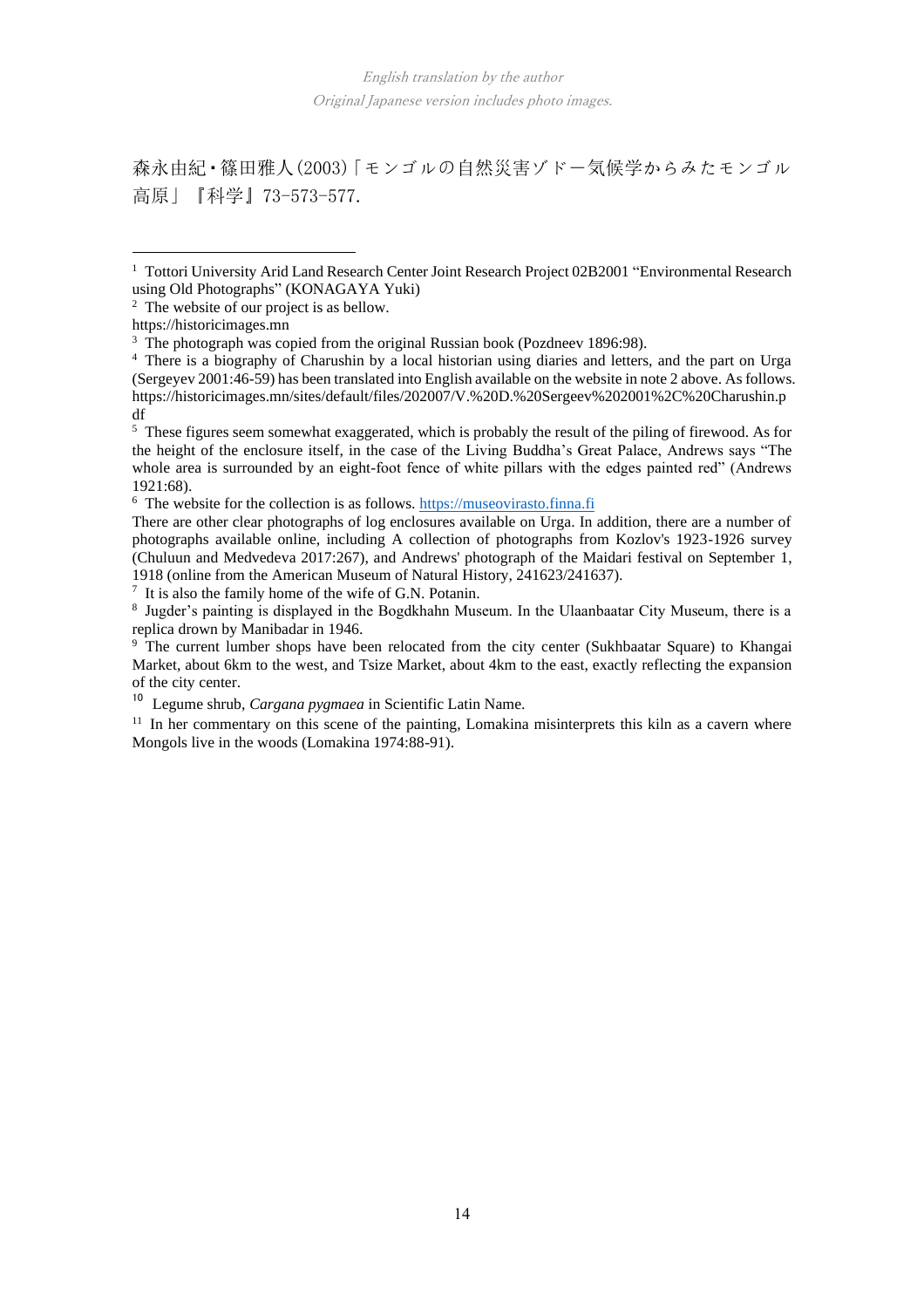*English translation by the author*

*Original Japanese version includes photo images.*

森永由紀・篠田雅人(2003)「モンゴルの自然災害ゾドー気候学からみたモンゴル高原」『科学』73-573-577.

---

[1] Tottori University Arid Land Research Center Joint Research Project 02B2001 "Environmental Research using Old Photographs" (KONAGAYA Yuki)

[2] The website of our project is as bellow.
https://historicimages.mn

[3] The photograph was copied from the original Russian book (Pozdneev 1896:98).

[4] There is a biography of Charushin by a local historian using diaries and letters, and the part on Urga (Sergeyev 2001:46-59) has been translated into English available on the website in note 2 above. As follows. https://historicimages.mn/sites/default/files/202007/V.%20D.%20Sergeev%202001%2C%20Charushin.pdf

[5] These figures seem somewhat exaggerated, which is probably the result of the piling of firewood. As for the height of the enclosure itself, in the case of the Living Buddha's Great Palace, Andrews says "The whole area is surrounded by an eight-foot fence of white pillars with the edges painted red" (Andrews 1921:68).

[6] The website for the collection is as follows. https://museovirasto.finna.fi
There are other clear photographs of log enclosures available on Urga. In addition, there are a number of photographs available online, including A collection of photographs from Kozlov's 1923-1926 survey (Chuluun and Medvedeva 2017:267), and Andrews' photograph of the Maidari festival on September 1, 1918 (online from the American Museum of Natural History, 241623/241637).

[7] It is also the family home of the wife of G.N. Potanin.

[8] Jugder's painting is displayed in the Bogdkhahn Museum. In the Ulaanbaatar City Museum, there is a replica drown by Manibadar in 1946.

[9] The current lumber shops have been relocated from the city center (Sukhbaatar Square) to Khangai Market, about 6km to the west, and Tsize Market, about 4km to the east, exactly reflecting the expansion of the city center.

[10] Legume shrub, *Cargana pygmaea* in Scientific Latin Name.

[11] In her commentary on this scene of the painting, Lomakina misinterprets this kiln as a cavern where Mongols live in the woods (Lomakina 1974:88-91).